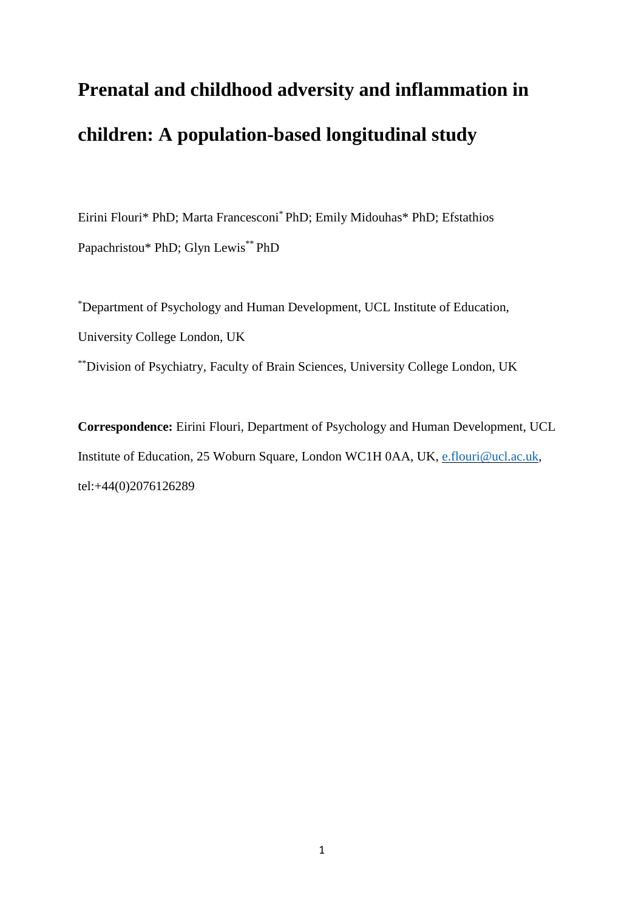# Prenatal and childhood adversity and inflammation in children: A population-based longitudinal study

Eirini Flouri* PhD; Marta Francesconi* PhD; Emily Midouhas* PhD; Efstathios Papachristou* PhD; Glyn Lewis** PhD

*Department of Psychology and Human Development, UCL Institute of Education, University College London, UK

**Division of Psychiatry, Faculty of Brain Sciences, University College London, UK

**Correspondence:** Eirini Flouri, Department of Psychology and Human Development, UCL Institute of Education, 25 Woburn Square, London WC1H 0AA, UK, e.flouri@ucl.ac.uk, tel:+44(0)2076126289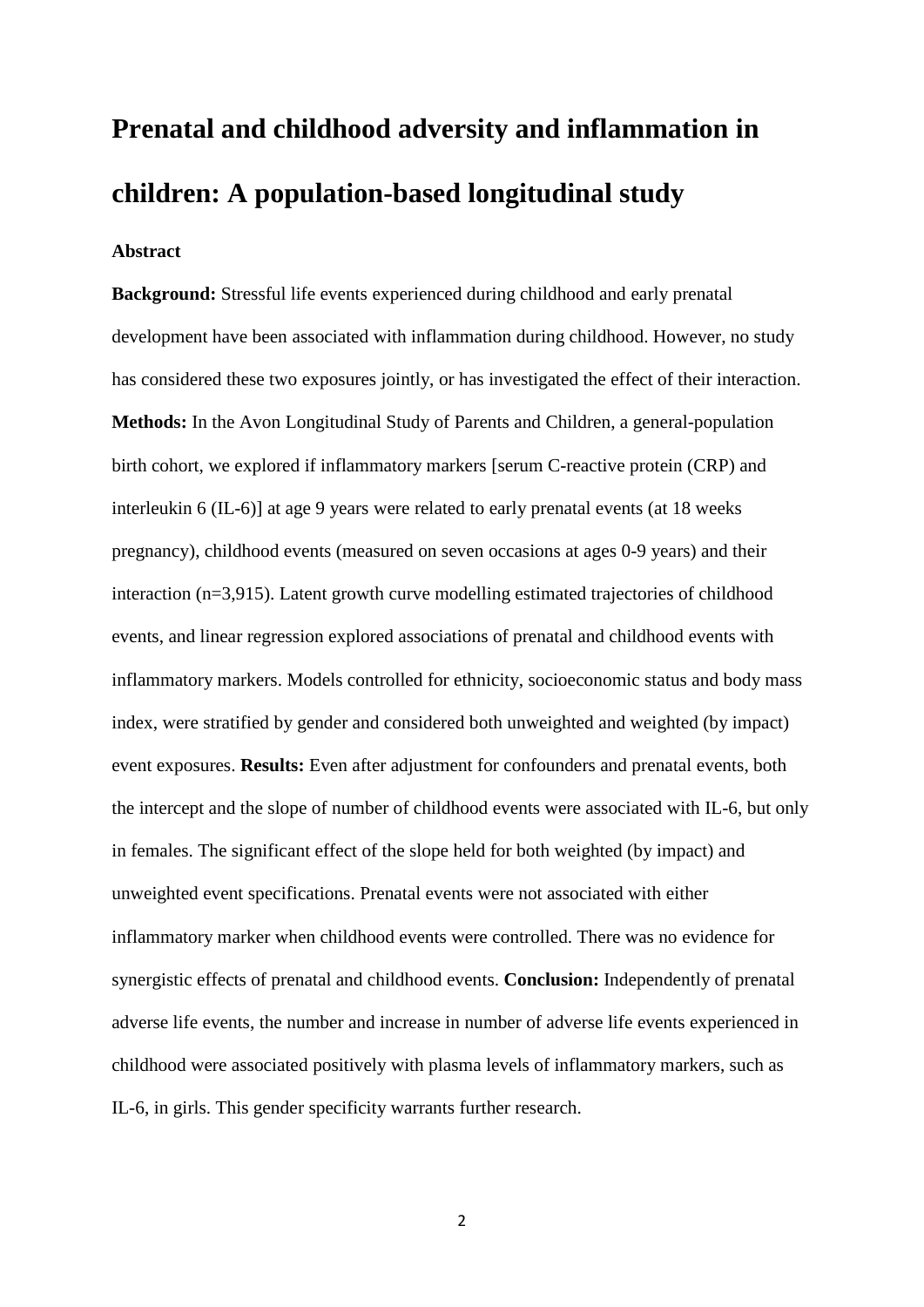# Prenatal and childhood adversity and inflammation in children: A population-based longitudinal study

**Abstract**

**Background:** Stressful life events experienced during childhood and early prenatal development have been associated with inflammation during childhood. However, no study has considered these two exposures jointly, or has investigated the effect of their interaction. **Methods:** In the Avon Longitudinal Study of Parents and Children, a general-population birth cohort, we explored if inflammatory markers [serum C-reactive protein (CRP) and interleukin 6 (IL-6)] at age 9 years were related to early prenatal events (at 18 weeks pregnancy), childhood events (measured on seven occasions at ages 0-9 years) and their interaction (n=3,915). Latent growth curve modelling estimated trajectories of childhood events, and linear regression explored associations of prenatal and childhood events with inflammatory markers. Models controlled for ethnicity, socioeconomic status and body mass index, were stratified by gender and considered both unweighted and weighted (by impact) event exposures. **Results:** Even after adjustment for confounders and prenatal events, both the intercept and the slope of number of childhood events were associated with IL-6, but only in females. The significant effect of the slope held for both weighted (by impact) and unweighted event specifications. Prenatal events were not associated with either inflammatory marker when childhood events were controlled. There was no evidence for synergistic effects of prenatal and childhood events. **Conclusion:** Independently of prenatal adverse life events, the number and increase in number of adverse life events experienced in childhood were associated positively with plasma levels of inflammatory markers, such as IL-6, in girls. This gender specificity warrants further research.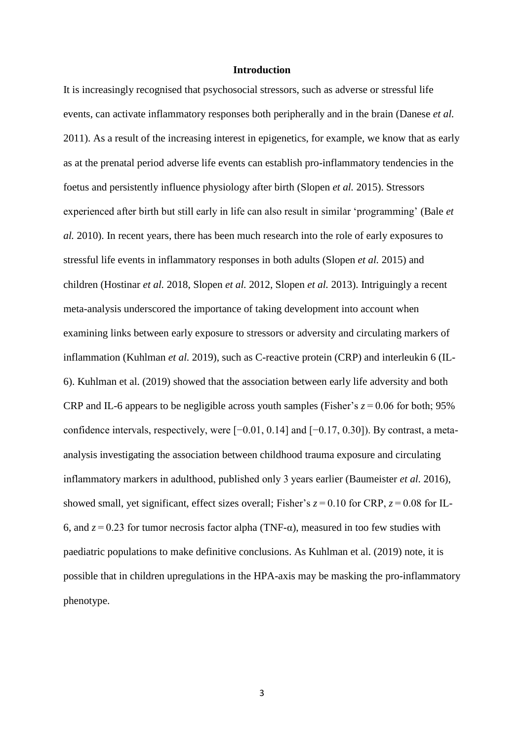## Introduction

It is increasingly recognised that psychosocial stressors, such as adverse or stressful life events, can activate inflammatory responses both peripherally and in the brain (Danese *et al.* 2011). As a result of the increasing interest in epigenetics, for example, we know that as early as at the prenatal period adverse life events can establish pro-inflammatory tendencies in the foetus and persistently influence physiology after birth (Slopen *et al.* 2015). Stressors experienced after birth but still early in life can also result in similar 'programming' (Bale *et al.* 2010). In recent years, there has been much research into the role of early exposures to stressful life events in inflammatory responses in both adults (Slopen *et al.* 2015) and children (Hostinar *et al.* 2018, Slopen *et al.* 2012, Slopen *et al.* 2013). Intriguingly a recent meta-analysis underscored the importance of taking development into account when examining links between early exposure to stressors or adversity and circulating markers of inflammation (Kuhlman *et al.* 2019), such as C-reactive protein (CRP) and interleukin 6 (IL-6). Kuhlman et al. (2019) showed that the association between early life adversity and both CRP and IL-6 appears to be negligible across youth samples (Fisher's $z = 0.06$ for both; 95% confidence intervals, respectively, were [−0.01, 0.14] and [−0.17, 0.30]). By contrast, a meta-analysis investigating the association between childhood trauma exposure and circulating inflammatory markers in adulthood, published only 3 years earlier (Baumeister *et al.* 2016), showed small, yet significant, effect sizes overall; Fisher's $z = 0.10$ for CRP, $z = 0.08$ for IL-6, and $z = 0.23$ for tumor necrosis factor alpha (TNF-α), measured in too few studies with paediatric populations to make definitive conclusions. As Kuhlman et al. (2019) note, it is possible that in children upregulations in the HPA-axis may be masking the pro-inflammatory phenotype.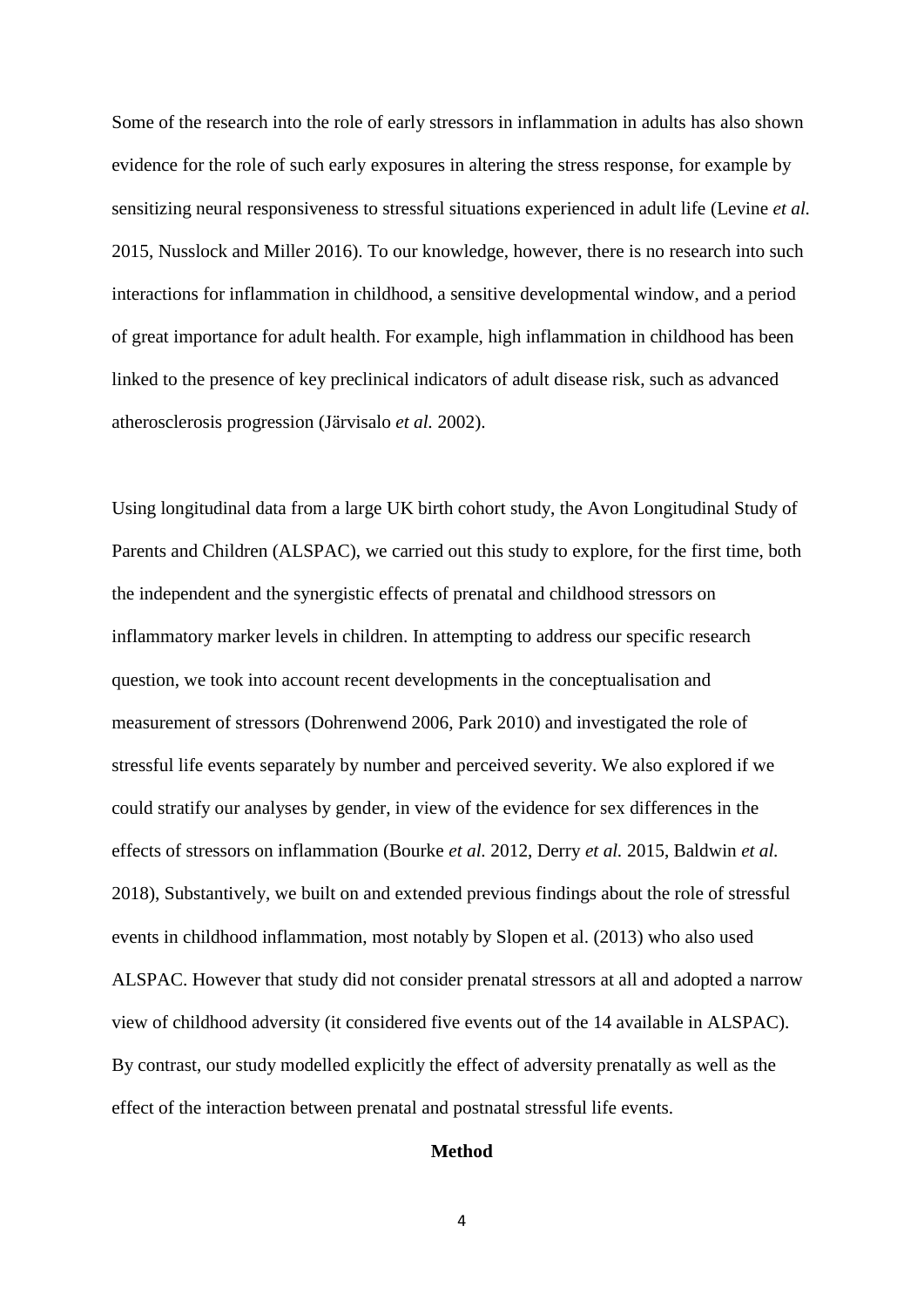Some of the research into the role of early stressors in inflammation in adults has also shown evidence for the role of such early exposures in altering the stress response, for example by sensitizing neural responsiveness to stressful situations experienced in adult life (Levine *et al.* 2015, Nusslock and Miller 2016). To our knowledge, however, there is no research into such interactions for inflammation in childhood, a sensitive developmental window, and a period of great importance for adult health. For example, high inflammation in childhood has been linked to the presence of key preclinical indicators of adult disease risk, such as advanced atherosclerosis progression (Järvisalo *et al.* 2002).

Using longitudinal data from a large UK birth cohort study, the Avon Longitudinal Study of Parents and Children (ALSPAC), we carried out this study to explore, for the first time, both the independent and the synergistic effects of prenatal and childhood stressors on inflammatory marker levels in children. In attempting to address our specific research question, we took into account recent developments in the conceptualisation and measurement of stressors (Dohrenwend 2006, Park 2010) and investigated the role of stressful life events separately by number and perceived severity. We also explored if we could stratify our analyses by gender, in view of the evidence for sex differences in the effects of stressors on inflammation (Bourke *et al.* 2012, Derry *et al.* 2015, Baldwin *et al.* 2018), Substantively, we built on and extended previous findings about the role of stressful events in childhood inflammation, most notably by Slopen et al. (2013) who also used ALSPAC. However that study did not consider prenatal stressors at all and adopted a narrow view of childhood adversity (it considered five events out of the 14 available in ALSPAC). By contrast, our study modelled explicitly the effect of adversity prenatally as well as the effect of the interaction between prenatal and postnatal stressful life events.

## Method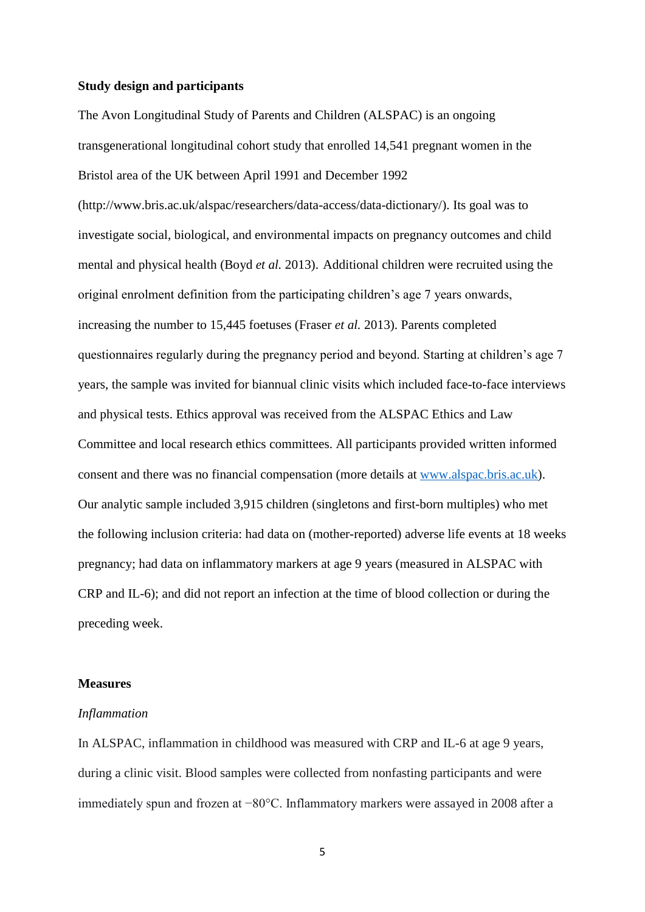**Study design and participants**

The Avon Longitudinal Study of Parents and Children (ALSPAC) is an ongoing transgenerational longitudinal cohort study that enrolled 14,541 pregnant women in the Bristol area of the UK between April 1991 and December 1992 (http://www.bris.ac.uk/alspac/researchers/data-access/data-dictionary/). Its goal was to investigate social, biological, and environmental impacts on pregnancy outcomes and child mental and physical health (Boyd *et al.* 2013). Additional children were recruited using the original enrolment definition from the participating children's age 7 years onwards, increasing the number to 15,445 foetuses (Fraser *et al.* 2013). Parents completed questionnaires regularly during the pregnancy period and beyond. Starting at children's age 7 years, the sample was invited for biannual clinic visits which included face-to-face interviews and physical tests. Ethics approval was received from the ALSPAC Ethics and Law Committee and local research ethics committees. All participants provided written informed consent and there was no financial compensation (more details at [www.alspac.bris.ac.uk](http://www.alspac.bris.ac.uk)). Our analytic sample included 3,915 children (singletons and first-born multiples) who met the following inclusion criteria: had data on (mother-reported) adverse life events at 18 weeks pregnancy; had data on inflammatory markers at age 9 years (measured in ALSPAC with CRP and IL-6); and did not report an infection at the time of blood collection or during the preceding week.

**Measures**

*Inflammation*

In ALSPAC, inflammation in childhood was measured with CRP and IL-6 at age 9 years, during a clinic visit. Blood samples were collected from nonfasting participants and were immediately spun and frozen at −80°C. Inflammatory markers were assayed in 2008 after a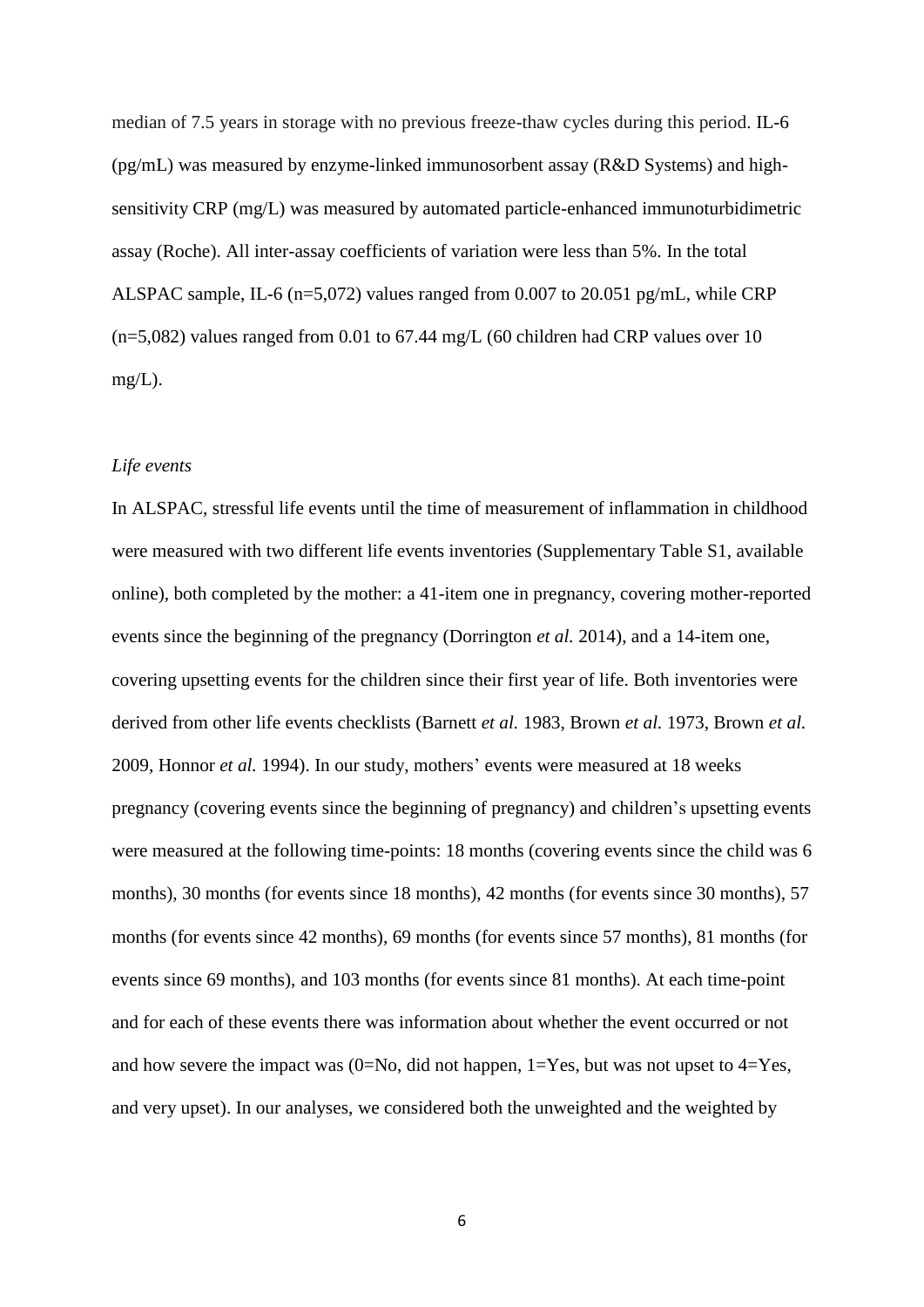median of 7.5 years in storage with no previous freeze-thaw cycles during this period. IL-6 (pg/mL) was measured by enzyme-linked immunosorbent assay (R&D Systems) and high-sensitivity CRP (mg/L) was measured by automated particle-enhanced immunoturbidimetric assay (Roche). All inter-assay coefficients of variation were less than 5%. In the total ALSPAC sample, IL-6 (n=5,072) values ranged from 0.007 to 20.051 pg/mL, while CRP (n=5,082) values ranged from 0.01 to 67.44 mg/L (60 children had CRP values over 10 mg/L).

*Life events*

In ALSPAC, stressful life events until the time of measurement of inflammation in childhood were measured with two different life events inventories (Supplementary Table S1, available online), both completed by the mother: a 41-item one in pregnancy, covering mother-reported events since the beginning of the pregnancy (Dorrington *et al.* 2014), and a 14-item one, covering upsetting events for the children since their first year of life. Both inventories were derived from other life events checklists (Barnett *et al.* 1983, Brown *et al.* 1973, Brown *et al.* 2009, Honnor *et al.* 1994). In our study, mothers' events were measured at 18 weeks pregnancy (covering events since the beginning of pregnancy) and children's upsetting events were measured at the following time-points: 18 months (covering events since the child was 6 months), 30 months (for events since 18 months), 42 months (for events since 30 months), 57 months (for events since 42 months), 69 months (for events since 57 months), 81 months (for events since 69 months), and 103 months (for events since 81 months). At each time-point and for each of these events there was information about whether the event occurred or not and how severe the impact was (0=No, did not happen, 1=Yes, but was not upset to 4=Yes, and very upset). In our analyses, we considered both the unweighted and the weighted by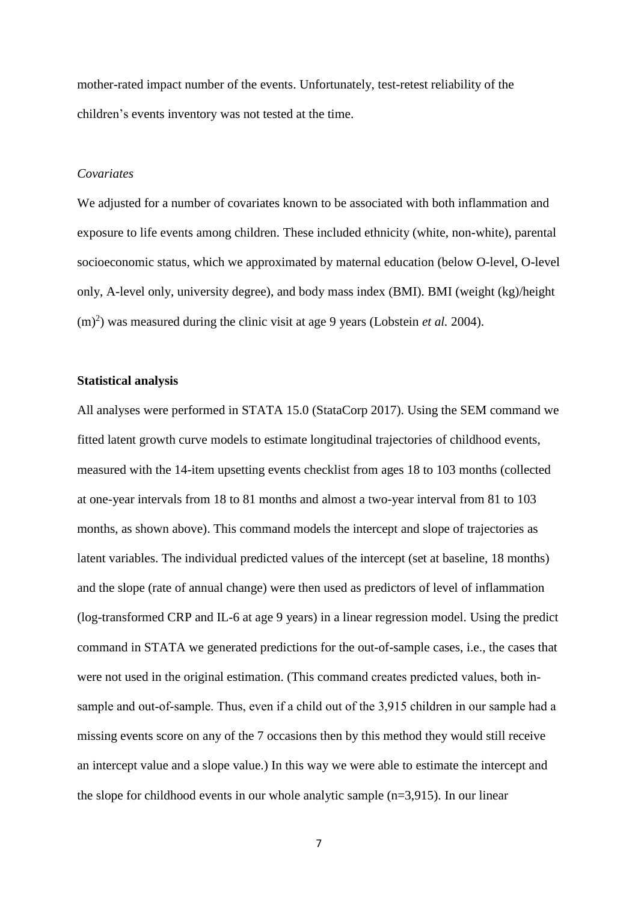mother-rated impact number of the events. Unfortunately, test-retest reliability of the children's events inventory was not tested at the time.

*Covariates*

We adjusted for a number of covariates known to be associated with both inflammation and exposure to life events among children. These included ethnicity (white, non-white), parental socioeconomic status, which we approximated by maternal education (below O-level, O-level only, A-level only, university degree), and body mass index (BMI). BMI (weight (kg)/height $(m)^2$) was measured during the clinic visit at age 9 years (Lobstein *et al.* 2004).

**Statistical analysis**

All analyses were performed in STATA 15.0 (StataCorp 2017). Using the SEM command we fitted latent growth curve models to estimate longitudinal trajectories of childhood events, measured with the 14-item upsetting events checklist from ages 18 to 103 months (collected at one-year intervals from 18 to 81 months and almost a two-year interval from 81 to 103 months, as shown above). This command models the intercept and slope of trajectories as latent variables. The individual predicted values of the intercept (set at baseline, 18 months) and the slope (rate of annual change) were then used as predictors of level of inflammation (log-transformed CRP and IL-6 at age 9 years) in a linear regression model. Using the predict command in STATA we generated predictions for the out-of-sample cases, i.e., the cases that were not used in the original estimation. (This command creates predicted values, both in-sample and out-of-sample. Thus, even if a child out of the 3,915 children in our sample had a missing events score on any of the 7 occasions then by this method they would still receive an intercept value and a slope value.) In this way we were able to estimate the intercept and the slope for childhood events in our whole analytic sample (n=3,915). In our linear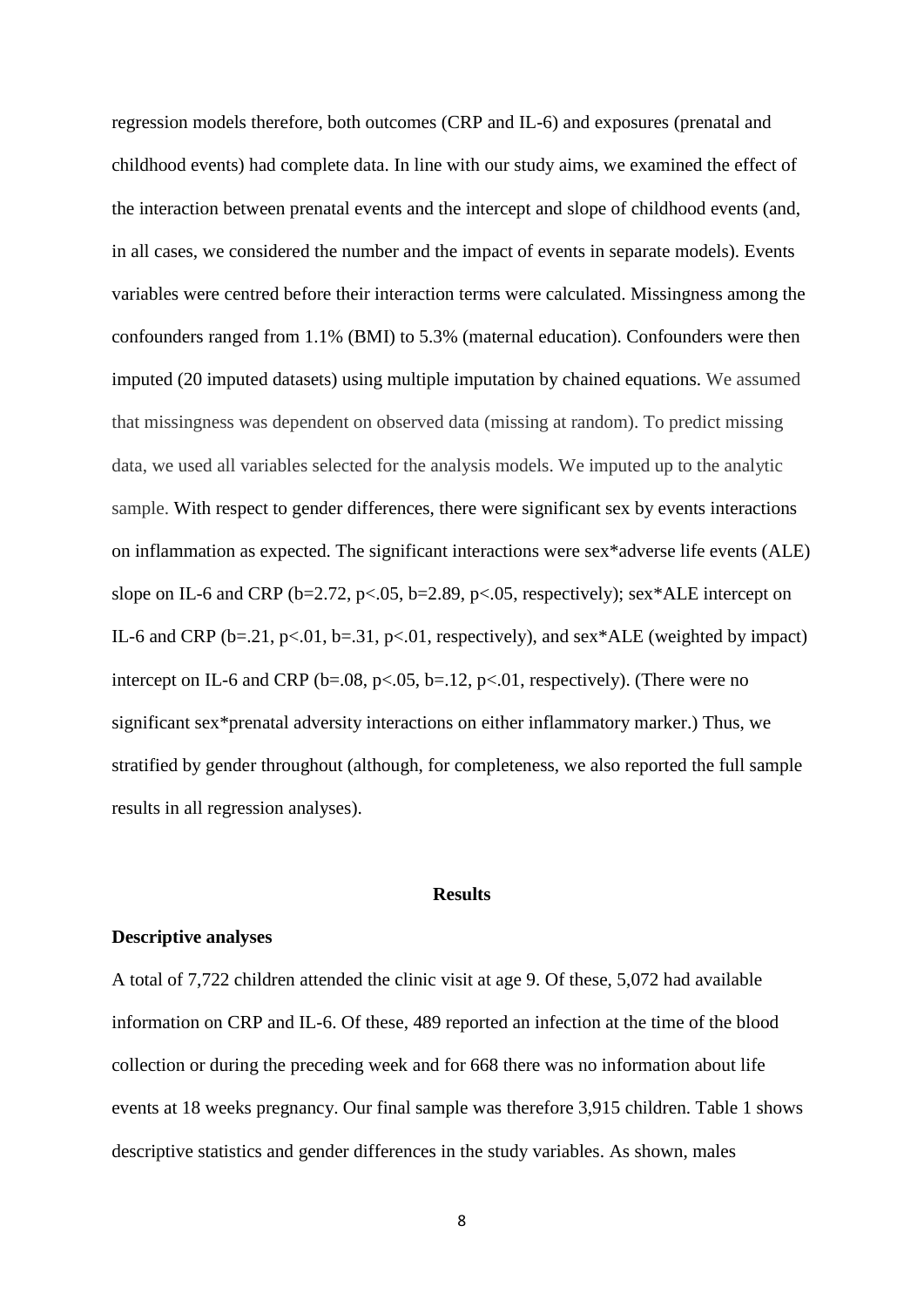regression models therefore, both outcomes (CRP and IL-6) and exposures (prenatal and childhood events) had complete data. In line with our study aims, we examined the effect of the interaction between prenatal events and the intercept and slope of childhood events (and, in all cases, we considered the number and the impact of events in separate models). Events variables were centred before their interaction terms were calculated. Missingness among the confounders ranged from 1.1% (BMI) to 5.3% (maternal education). Confounders were then imputed (20 imputed datasets) using multiple imputation by chained equations. We assumed that missingness was dependent on observed data (missing at random). To predict missing data, we used all variables selected for the analysis models. We imputed up to the analytic sample. With respect to gender differences, there were significant sex by events interactions on inflammation as expected. The significant interactions were sex*adverse life events (ALE) slope on IL-6 and CRP ($b=2.72$, $p<.05$, $b=2.89$, $p<.05$, respectively); sex*ALE intercept on IL-6 and CRP ($b=.21$, $p<.01$, $b=.31$, $p<.01$, respectively), and sex*ALE (weighted by impact) intercept on IL-6 and CRP ($b=.08$, $p<.05$, $b=.12$, $p<.01$, respectively). (There were no significant sex*prenatal adversity interactions on either inflammatory marker.) Thus, we stratified by gender throughout (although, for completeness, we also reported the full sample results in all regression analyses).

## Results

### Descriptive analyses

A total of 7,722 children attended the clinic visit at age 9. Of these, 5,072 had available information on CRP and IL-6. Of these, 489 reported an infection at the time of the blood collection or during the preceding week and for 668 there was no information about life events at 18 weeks pregnancy. Our final sample was therefore 3,915 children. Table 1 shows descriptive statistics and gender differences in the study variables. As shown, males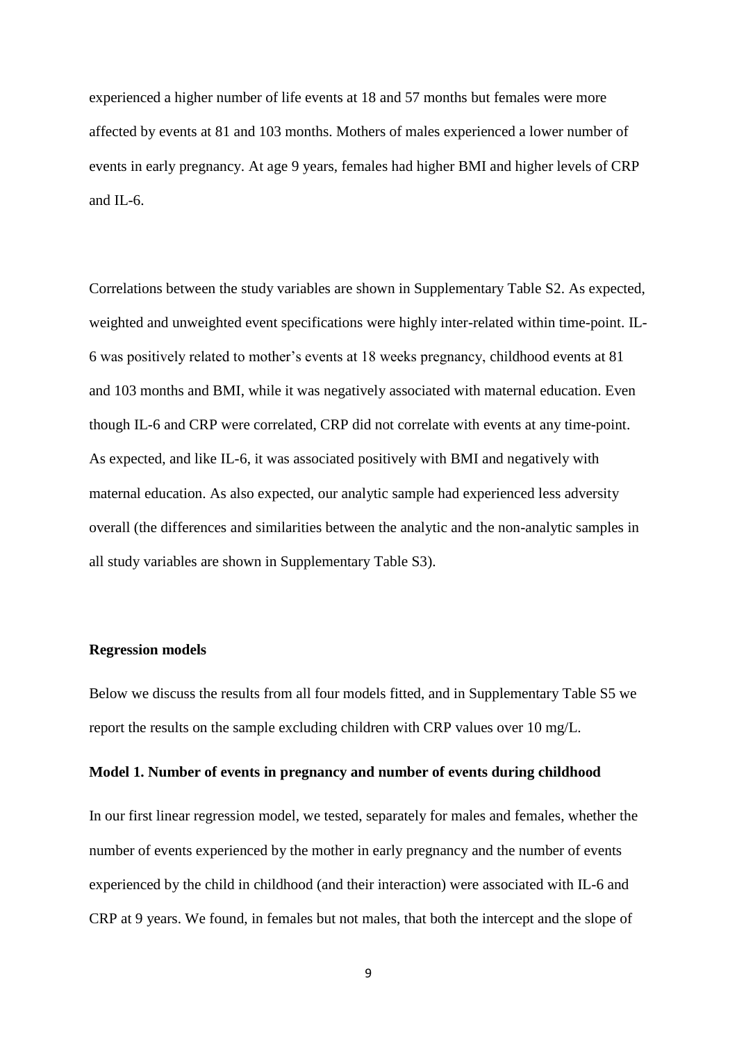experienced a higher number of life events at 18 and 57 months but females were more affected by events at 81 and 103 months. Mothers of males experienced a lower number of events in early pregnancy. At age 9 years, females had higher BMI and higher levels of CRP and IL-6.

Correlations between the study variables are shown in Supplementary Table S2. As expected, weighted and unweighted event specifications were highly inter-related within time-point. IL-6 was positively related to mother's events at 18 weeks pregnancy, childhood events at 81 and 103 months and BMI, while it was negatively associated with maternal education. Even though IL-6 and CRP were correlated, CRP did not correlate with events at any time-point. As expected, and like IL-6, it was associated positively with BMI and negatively with maternal education. As also expected, our analytic sample had experienced less adversity overall (the differences and similarities between the analytic and the non-analytic samples in all study variables are shown in Supplementary Table S3).

**Regression models**

Below we discuss the results from all four models fitted, and in Supplementary Table S5 we report the results on the sample excluding children with CRP values over 10 mg/L.

**Model 1. Number of events in pregnancy and number of events during childhood**

In our first linear regression model, we tested, separately for males and females, whether the number of events experienced by the mother in early pregnancy and the number of events experienced by the child in childhood (and their interaction) were associated with IL-6 and CRP at 9 years. We found, in females but not males, that both the intercept and the slope of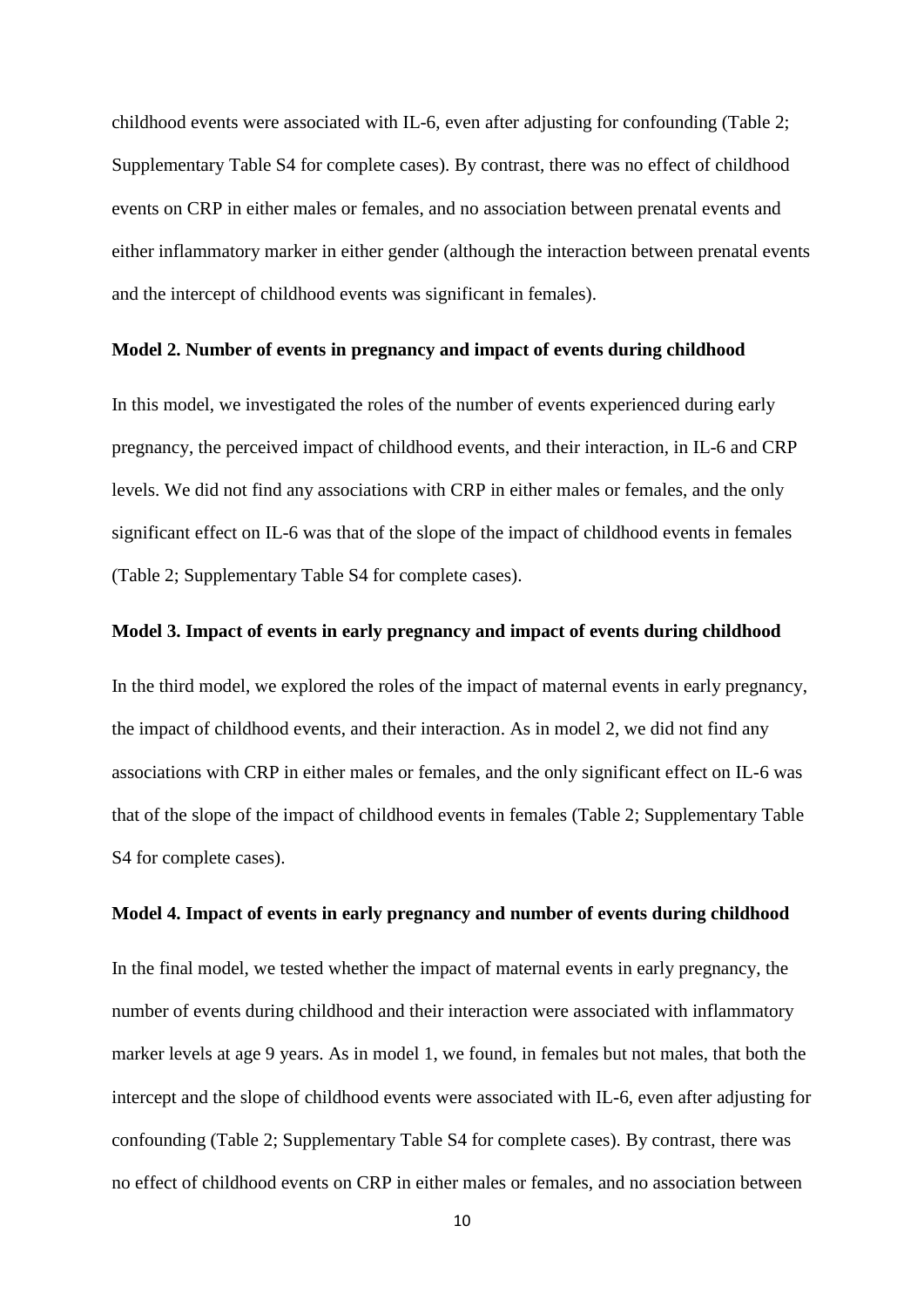childhood events were associated with IL-6, even after adjusting for confounding (Table 2; Supplementary Table S4 for complete cases). By contrast, there was no effect of childhood events on CRP in either males or females, and no association between prenatal events and either inflammatory marker in either gender (although the interaction between prenatal events and the intercept of childhood events was significant in females).

**Model 2. Number of events in pregnancy and impact of events during childhood**

In this model, we investigated the roles of the number of events experienced during early pregnancy, the perceived impact of childhood events, and their interaction, in IL-6 and CRP levels. We did not find any associations with CRP in either males or females, and the only significant effect on IL-6 was that of the slope of the impact of childhood events in females (Table 2; Supplementary Table S4 for complete cases).

**Model 3. Impact of events in early pregnancy and impact of events during childhood**

In the third model, we explored the roles of the impact of maternal events in early pregnancy, the impact of childhood events, and their interaction. As in model 2, we did not find any associations with CRP in either males or females, and the only significant effect on IL-6 was that of the slope of the impact of childhood events in females (Table 2; Supplementary Table S4 for complete cases).

**Model 4. Impact of events in early pregnancy and number of events during childhood**

In the final model, we tested whether the impact of maternal events in early pregnancy, the number of events during childhood and their interaction were associated with inflammatory marker levels at age 9 years. As in model 1, we found, in females but not males, that both the intercept and the slope of childhood events were associated with IL-6, even after adjusting for confounding (Table 2; Supplementary Table S4 for complete cases). By contrast, there was no effect of childhood events on CRP in either males or females, and no association between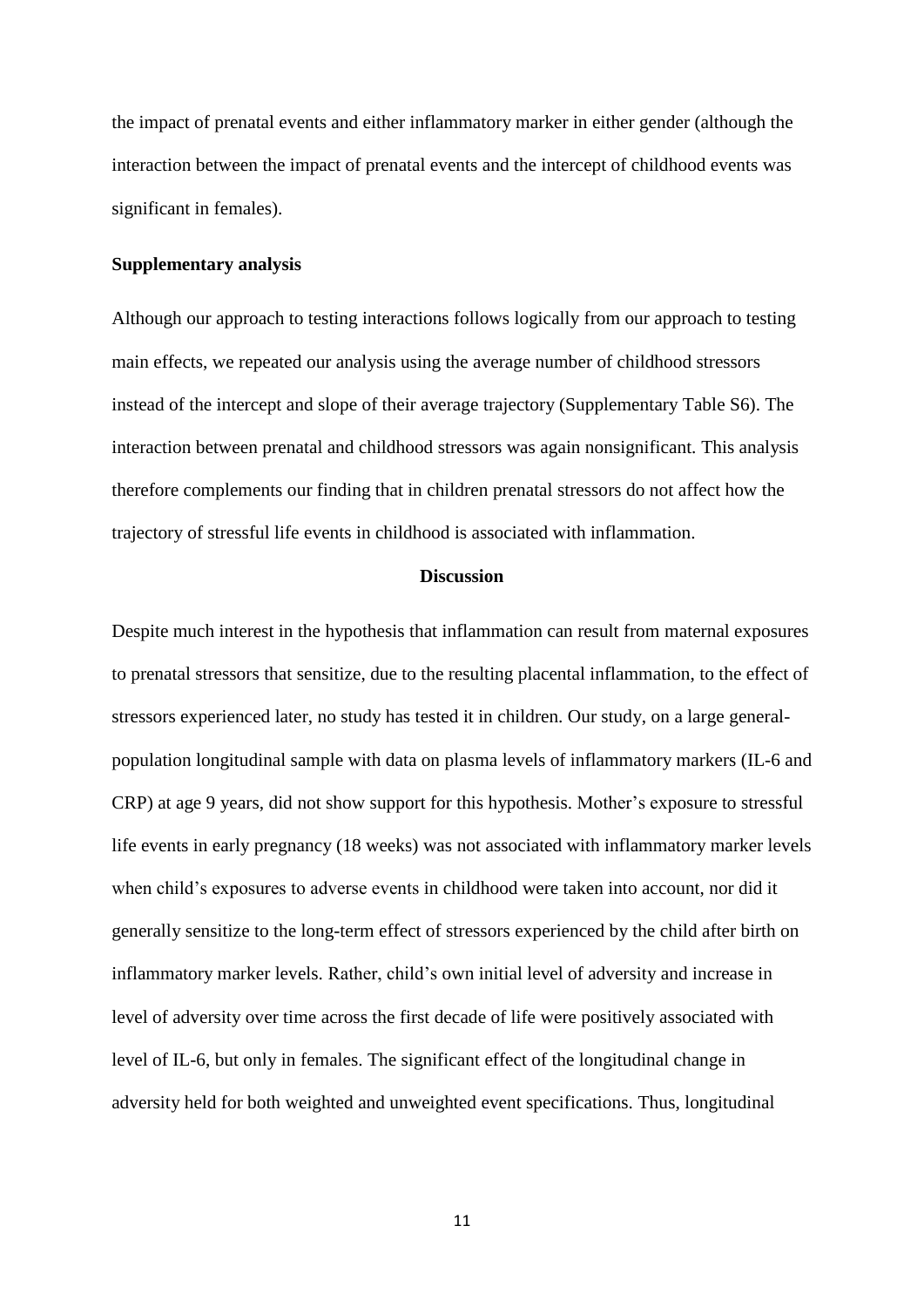the impact of prenatal events and either inflammatory marker in either gender (although the interaction between the impact of prenatal events and the intercept of childhood events was significant in females).

**Supplementary analysis**

Although our approach to testing interactions follows logically from our approach to testing main effects, we repeated our analysis using the average number of childhood stressors instead of the intercept and slope of their average trajectory (Supplementary Table S6). The interaction between prenatal and childhood stressors was again nonsignificant. This analysis therefore complements our finding that in children prenatal stressors do not affect how the trajectory of stressful life events in childhood is associated with inflammation.

## Discussion

Despite much interest in the hypothesis that inflammation can result from maternal exposures to prenatal stressors that sensitize, due to the resulting placental inflammation, to the effect of stressors experienced later, no study has tested it in children. Our study, on a large general-population longitudinal sample with data on plasma levels of inflammatory markers (IL-6 and CRP) at age 9 years, did not show support for this hypothesis. Mother's exposure to stressful life events in early pregnancy (18 weeks) was not associated with inflammatory marker levels when child's exposures to adverse events in childhood were taken into account, nor did it generally sensitize to the long-term effect of stressors experienced by the child after birth on inflammatory marker levels. Rather, child's own initial level of adversity and increase in level of adversity over time across the first decade of life were positively associated with level of IL-6, but only in females. The significant effect of the longitudinal change in adversity held for both weighted and unweighted event specifications. Thus, longitudinal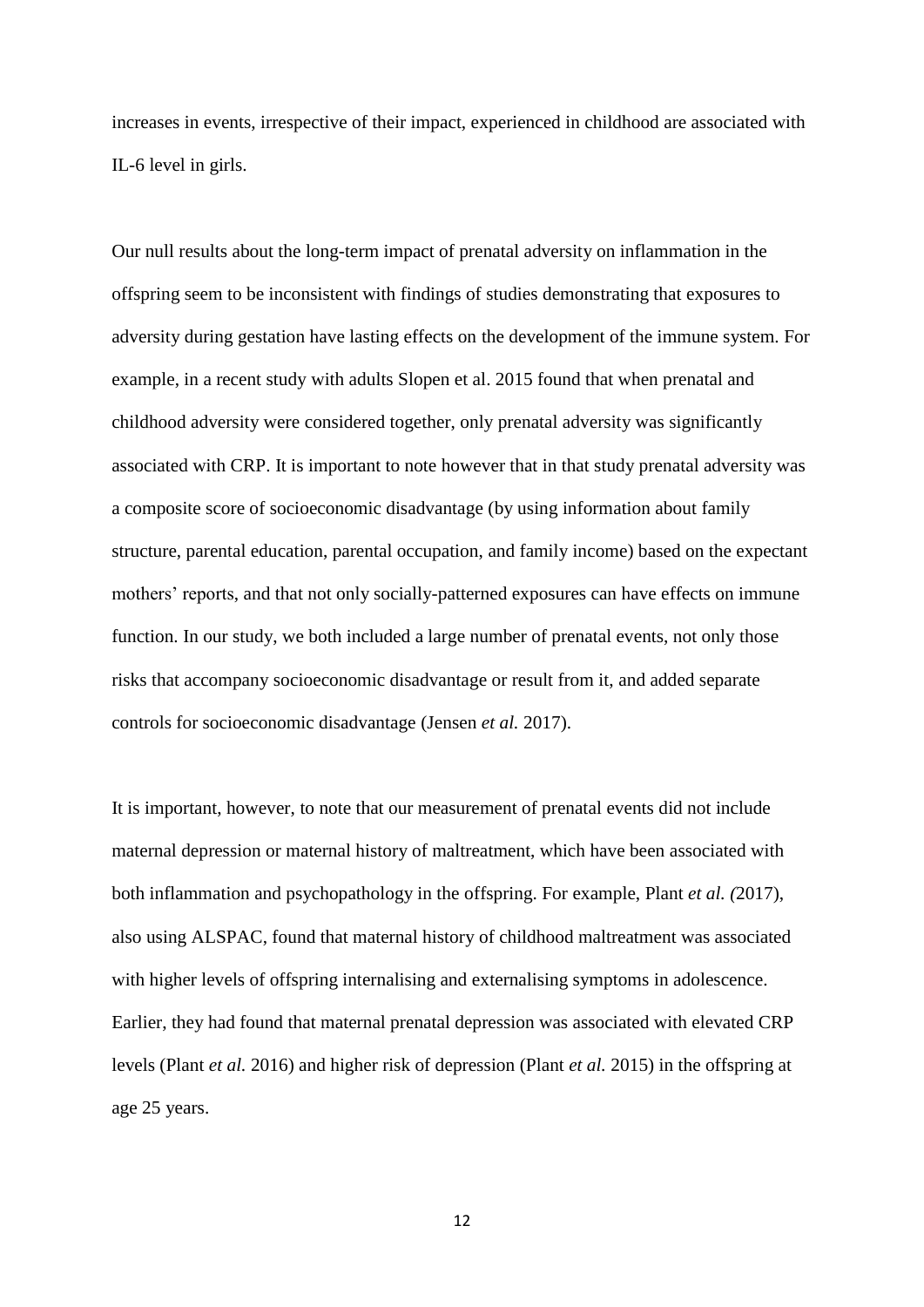increases in events, irrespective of their impact, experienced in childhood are associated with IL-6 level in girls.

Our null results about the long-term impact of prenatal adversity on inflammation in the offspring seem to be inconsistent with findings of studies demonstrating that exposures to adversity during gestation have lasting effects on the development of the immune system. For example, in a recent study with adults Slopen et al. 2015 found that when prenatal and childhood adversity were considered together, only prenatal adversity was significantly associated with CRP. It is important to note however that in that study prenatal adversity was a composite score of socioeconomic disadvantage (by using information about family structure, parental education, parental occupation, and family income) based on the expectant mothers' reports, and that not only socially-patterned exposures can have effects on immune function. In our study, we both included a large number of prenatal events, not only those risks that accompany socioeconomic disadvantage or result from it, and added separate controls for socioeconomic disadvantage (Jensen *et al.* 2017).

It is important, however, to note that our measurement of prenatal events did not include maternal depression or maternal history of maltreatment, which have been associated with both inflammation and psychopathology in the offspring. For example, Plant *et al. (*2017), also using ALSPAC, found that maternal history of childhood maltreatment was associated with higher levels of offspring internalising and externalising symptoms in adolescence. Earlier, they had found that maternal prenatal depression was associated with elevated CRP levels (Plant *et al.* 2016) and higher risk of depression (Plant *et al.* 2015) in the offspring at age 25 years.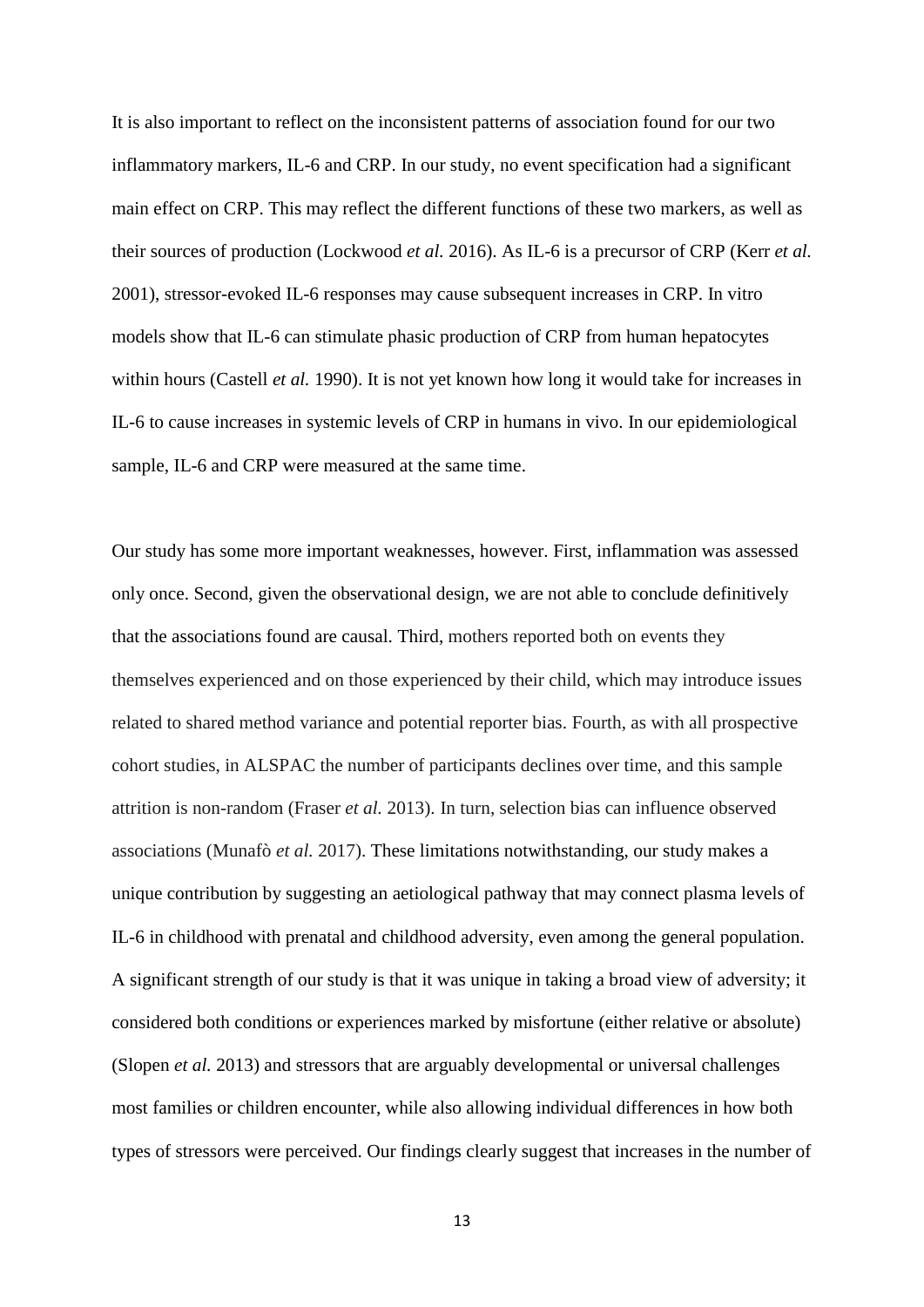It is also important to reflect on the inconsistent patterns of association found for our two inflammatory markers, IL-6 and CRP. In our study, no event specification had a significant main effect on CRP. This may reflect the different functions of these two markers, as well as their sources of production (Lockwood *et al.* 2016). As IL-6 is a precursor of CRP (Kerr *et al.* 2001), stressor-evoked IL-6 responses may cause subsequent increases in CRP. In vitro models show that IL-6 can stimulate phasic production of CRP from human hepatocytes within hours (Castell *et al.* 1990). It is not yet known how long it would take for increases in IL-6 to cause increases in systemic levels of CRP in humans in vivo. In our epidemiological sample, IL-6 and CRP were measured at the same time.

Our study has some more important weaknesses, however. First, inflammation was assessed only once. Second, given the observational design, we are not able to conclude definitively that the associations found are causal. Third, mothers reported both on events they themselves experienced and on those experienced by their child, which may introduce issues related to shared method variance and potential reporter bias. Fourth, as with all prospective cohort studies, in ALSPAC the number of participants declines over time, and this sample attrition is non-random (Fraser *et al.* 2013). In turn, selection bias can influence observed associations (Munafò *et al.* 2017). These limitations notwithstanding, our study makes a unique contribution by suggesting an aetiological pathway that may connect plasma levels of IL-6 in childhood with prenatal and childhood adversity, even among the general population. A significant strength of our study is that it was unique in taking a broad view of adversity; it considered both conditions or experiences marked by misfortune (either relative or absolute) (Slopen *et al.* 2013) and stressors that are arguably developmental or universal challenges most families or children encounter, while also allowing individual differences in how both types of stressors were perceived. Our findings clearly suggest that increases in the number of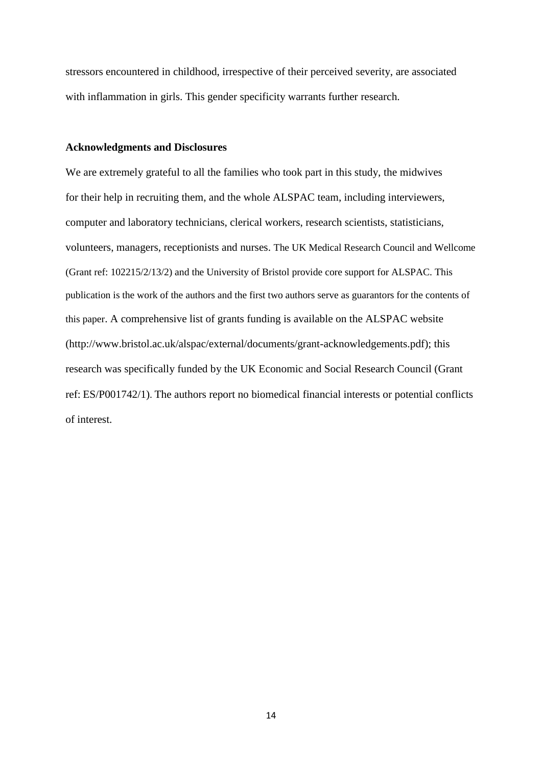stressors encountered in childhood, irrespective of their perceived severity, are associated with inflammation in girls. This gender specificity warrants further research.

### Acknowledgments and Disclosures

We are extremely grateful to all the families who took part in this study, the midwives for their help in recruiting them, and the whole ALSPAC team, including interviewers, computer and laboratory technicians, clerical workers, research scientists, statisticians, volunteers, managers, receptionists and nurses. The UK Medical Research Council and Wellcome (Grant ref: 102215/2/13/2) and the University of Bristol provide core support for ALSPAC. This publication is the work of the authors and the first two authors serve as guarantors for the contents of this paper. A comprehensive list of grants funding is available on the ALSPAC website (http://www.bristol.ac.uk/alspac/external/documents/grant-acknowledgements.pdf); this research was specifically funded by the UK Economic and Social Research Council (Grant ref: ES/P001742/1). The authors report no biomedical financial interests or potential conflicts of interest.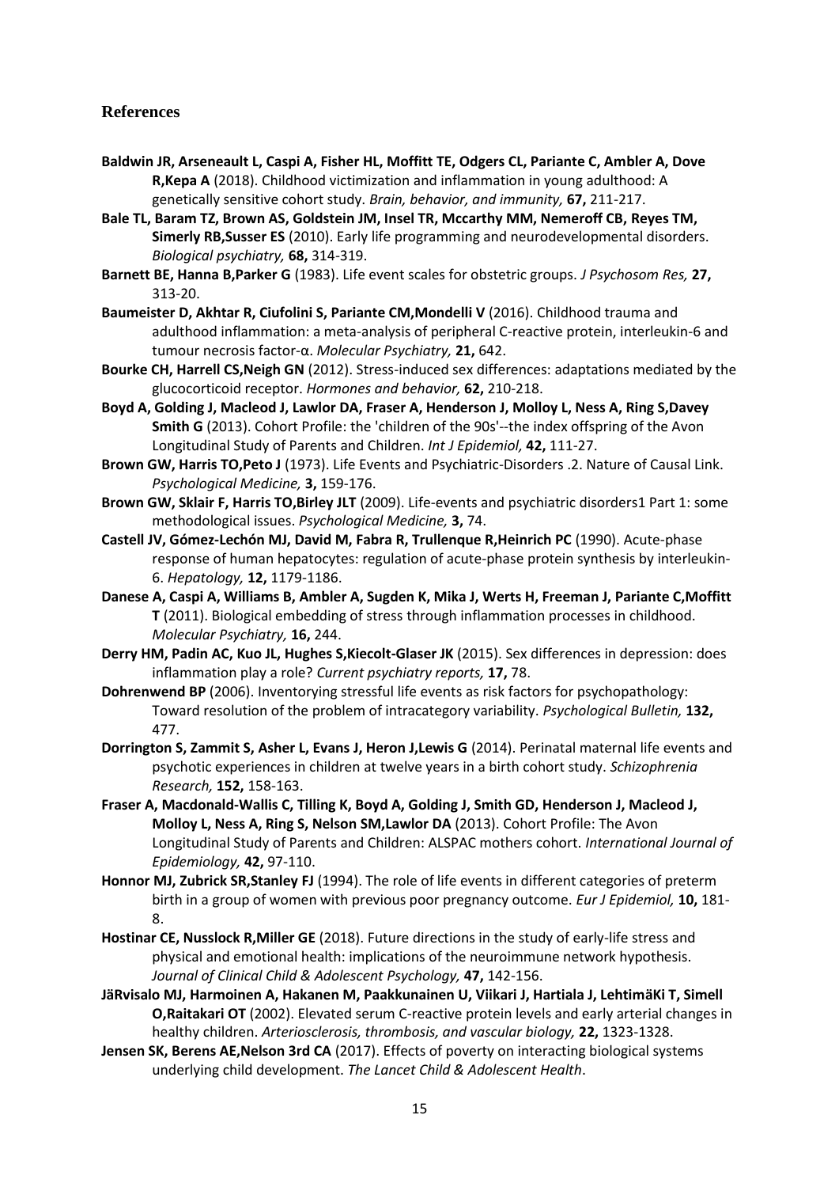## References

**Baldwin JR, Arseneault L, Caspi A, Fisher HL, Moffitt TE, Odgers CL, Pariante C, Ambler A, Dove R,Kepa A** (2018). Childhood victimization and inflammation in young adulthood: A genetically sensitive cohort study. *Brain, behavior, and immunity,* **67,** 211-217.

**Bale TL, Baram TZ, Brown AS, Goldstein JM, Insel TR, Mccarthy MM, Nemeroff CB, Reyes TM, Simerly RB,Susser ES** (2010). Early life programming and neurodevelopmental disorders. *Biological psychiatry,* **68,** 314-319.

**Barnett BE, Hanna B,Parker G** (1983). Life event scales for obstetric groups. *J Psychosom Res,* **27,** 313-20.

**Baumeister D, Akhtar R, Ciufolini S, Pariante CM,Mondelli V** (2016). Childhood trauma and adulthood inflammation: a meta-analysis of peripheral C-reactive protein, interleukin-6 and tumour necrosis factor-α. *Molecular Psychiatry,* **21,** 642.

**Bourke CH, Harrell CS,Neigh GN** (2012). Stress-induced sex differences: adaptations mediated by the glucocorticoid receptor. *Hormones and behavior,* **62,** 210-218.

**Boyd A, Golding J, Macleod J, Lawlor DA, Fraser A, Henderson J, Molloy L, Ness A, Ring S,Davey Smith G** (2013). Cohort Profile: the 'children of the 90s'--the index offspring of the Avon Longitudinal Study of Parents and Children. *Int J Epidemiol,* **42,** 111-27.

**Brown GW, Harris TO,Peto J** (1973). Life Events and Psychiatric-Disorders .2. Nature of Causal Link. *Psychological Medicine,* **3,** 159-176.

**Brown GW, Sklair F, Harris TO,Birley JLT** (2009). Life-events and psychiatric disorders1 Part 1: some methodological issues. *Psychological Medicine,* **3,** 74.

**Castell JV, Gómez-Lechón MJ, David M, Fabra R, Trullenque R,Heinrich PC** (1990). Acute-phase response of human hepatocytes: regulation of acute-phase protein synthesis by interleukin-6. *Hepatology,* **12,** 1179-1186.

**Danese A, Caspi A, Williams B, Ambler A, Sugden K, Mika J, Werts H, Freeman J, Pariante C,Moffitt T** (2011). Biological embedding of stress through inflammation processes in childhood. *Molecular Psychiatry,* **16,** 244.

**Derry HM, Padin AC, Kuo JL, Hughes S,Kiecolt-Glaser JK** (2015). Sex differences in depression: does inflammation play a role? *Current psychiatry reports,* **17,** 78.

**Dohrenwend BP** (2006). Inventorying stressful life events as risk factors for psychopathology: Toward resolution of the problem of intracategory variability. *Psychological Bulletin,* **132,** 477.

**Dorrington S, Zammit S, Asher L, Evans J, Heron J,Lewis G** (2014). Perinatal maternal life events and psychotic experiences in children at twelve years in a birth cohort study. *Schizophrenia Research,* **152,** 158-163.

**Fraser A, Macdonald-Wallis C, Tilling K, Boyd A, Golding J, Smith GD, Henderson J, Macleod J, Molloy L, Ness A, Ring S, Nelson SM,Lawlor DA** (2013). Cohort Profile: The Avon Longitudinal Study of Parents and Children: ALSPAC mothers cohort. *International Journal of Epidemiology,* **42,** 97-110.

**Honnor MJ, Zubrick SR,Stanley FJ** (1994). The role of life events in different categories of preterm birth in a group of women with previous poor pregnancy outcome. *Eur J Epidemiol,* **10,** 181-8.

**Hostinar CE, Nusslock R,Miller GE** (2018). Future directions in the study of early-life stress and physical and emotional health: implications of the neuroimmune network hypothesis. *Journal of Clinical Child & Adolescent Psychology,* **47,** 142-156.

**JäRvisalo MJ, Harmoinen A, Hakanen M, Paakkunainen U, Viikari J, Hartiala J, LehtimäKi T, Simell O,Raitakari OT** (2002). Elevated serum C-reactive protein levels and early arterial changes in healthy children. *Arteriosclerosis, thrombosis, and vascular biology,* **22,** 1323-1328.

**Jensen SK, Berens AE,Nelson 3rd CA** (2017). Effects of poverty on interacting biological systems underlying child development. *The Lancet Child & Adolescent Health*.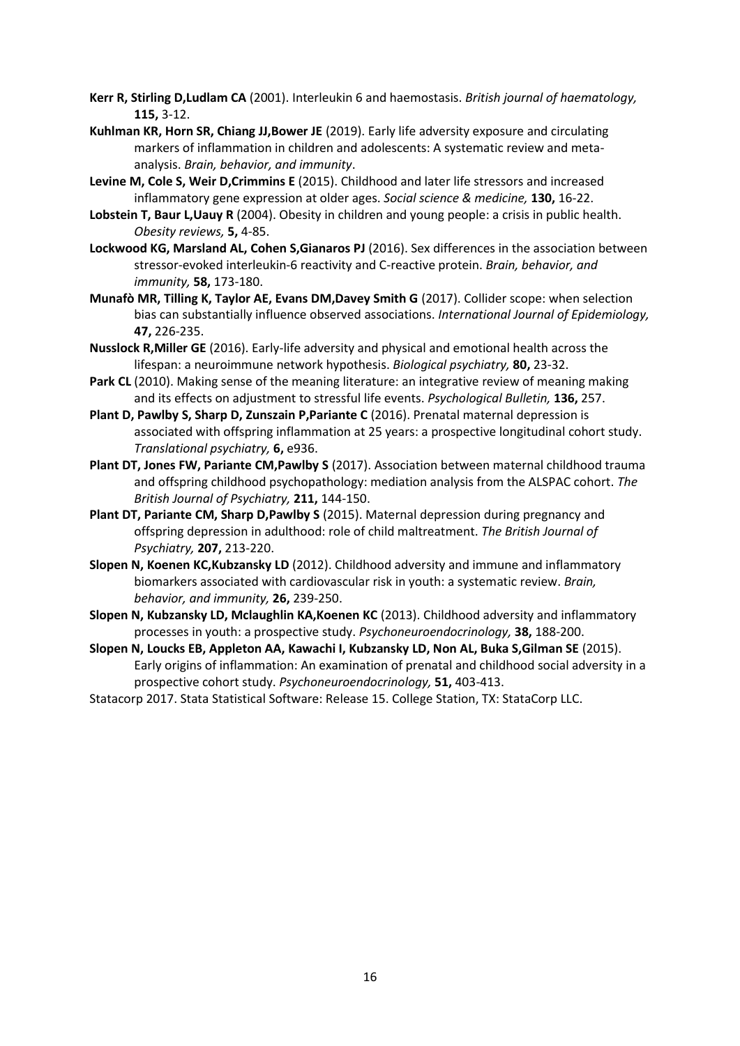**Kerr R, Stirling D,Ludlam CA** (2001). Interleukin 6 and haemostasis. *British journal of haematology,* **115,** 3-12.

**Kuhlman KR, Horn SR, Chiang JJ,Bower JE** (2019). Early life adversity exposure and circulating markers of inflammation in children and adolescents: A systematic review and meta-analysis. *Brain, behavior, and immunity*.

**Levine M, Cole S, Weir D,Crimmins E** (2015). Childhood and later life stressors and increased inflammatory gene expression at older ages. *Social science & medicine,* **130,** 16-22.

**Lobstein T, Baur L,Uauy R** (2004). Obesity in children and young people: a crisis in public health. *Obesity reviews,* **5,** 4-85.

**Lockwood KG, Marsland AL, Cohen S,Gianaros PJ** (2016). Sex differences in the association between stressor-evoked interleukin-6 reactivity and C-reactive protein. *Brain, behavior, and immunity,* **58,** 173-180.

**Munafò MR, Tilling K, Taylor AE, Evans DM,Davey Smith G** (2017). Collider scope: when selection bias can substantially influence observed associations. *International Journal of Epidemiology,* **47,** 226-235.

**Nusslock R,Miller GE** (2016). Early-life adversity and physical and emotional health across the lifespan: a neuroimmune network hypothesis. *Biological psychiatry,* **80,** 23-32.

**Park CL** (2010). Making sense of the meaning literature: an integrative review of meaning making and its effects on adjustment to stressful life events. *Psychological Bulletin,* **136,** 257.

**Plant D, Pawlby S, Sharp D, Zunszain P,Pariante C** (2016). Prenatal maternal depression is associated with offspring inflammation at 25 years: a prospective longitudinal cohort study. *Translational psychiatry,* **6,** e936.

**Plant DT, Jones FW, Pariante CM,Pawlby S** (2017). Association between maternal childhood trauma and offspring childhood psychopathology: mediation analysis from the ALSPAC cohort. *The British Journal of Psychiatry,* **211,** 144-150.

**Plant DT, Pariante CM, Sharp D,Pawlby S** (2015). Maternal depression during pregnancy and offspring depression in adulthood: role of child maltreatment. *The British Journal of Psychiatry,* **207,** 213-220.

**Slopen N, Koenen KC,Kubzansky LD** (2012). Childhood adversity and immune and inflammatory biomarkers associated with cardiovascular risk in youth: a systematic review. *Brain, behavior, and immunity,* **26,** 239-250.

**Slopen N, Kubzansky LD, Mclaughlin KA,Koenen KC** (2013). Childhood adversity and inflammatory processes in youth: a prospective study. *Psychoneuroendocrinology,* **38,** 188-200.

**Slopen N, Loucks EB, Appleton AA, Kawachi I, Kubzansky LD, Non AL, Buka S,Gilman SE** (2015). Early origins of inflammation: An examination of prenatal and childhood social adversity in a prospective cohort study. *Psychoneuroendocrinology,* **51,** 403-413.

Statacorp 2017. Stata Statistical Software: Release 15. College Station, TX: StataCorp LLC.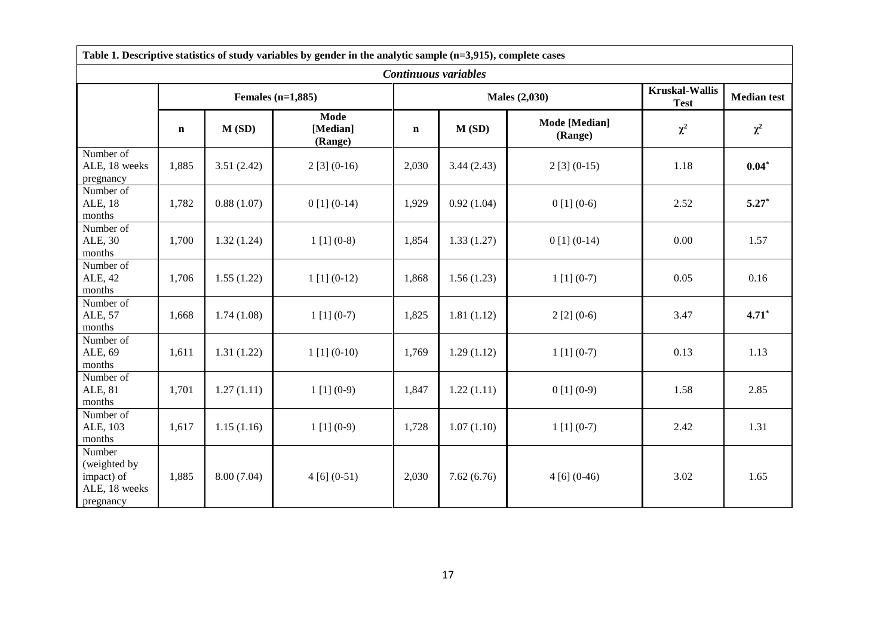**Table 1. Descriptive statistics of study variables by gender in the analytic sample (n=3,915), complete cases**

***Continuous variables***

| | Females (n=1,885) | | | Males (2,030) | | | Kruskal-Wallis Test | Median test |
|---|---|---|---|---|---|---|---|---|
| | n | M (SD) | Mode [Median] (Range) | n | M (SD) | Mode [Median] (Range) | $\chi^2$ | $\chi^2$ |
| Number of ALE, 18 weeks pregnancy | 1,885 | 3.51 (2.42) | 2 [3] (0-16) | 2,030 | 3.44 (2.43) | 2 [3] (0-15) | 1.18 | **0.04*** |
| Number of ALE, 18 months | 1,782 | 0.88 (1.07) | 0 [1] (0-14) | 1,929 | 0.92 (1.04) | 0 [1] (0-6) | 2.52 | **5.27*** |
| Number of ALE, 30 months | 1,700 | 1.32 (1.24) | 1 [1] (0-8) | 1,854 | 1.33 (1.27) | 0 [1] (0-14) | 0.00 | 1.57 |
| Number of ALE, 42 months | 1,706 | 1.55 (1.22) | 1 [1] (0-12) | 1,868 | 1.56 (1.23) | 1 [1] (0-7) | 0.05 | 0.16 |
| Number of ALE, 57 months | 1,668 | 1.74 (1.08) | 1 [1] (0-7) | 1,825 | 1.81 (1.12) | 2 [2] (0-6) | 3.47 | **4.71*** |
| Number of ALE, 69 months | 1,611 | 1.31 (1.22) | 1 [1] (0-10) | 1,769 | 1.29 (1.12) | 1 [1] (0-7) | 0.13 | 1.13 |
| Number of ALE, 81 months | 1,701 | 1.27 (1.11) | 1 [1] (0-9) | 1,847 | 1.22 (1.11) | 0 [1] (0-9) | 1.58 | 2.85 |
| Number of ALE, 103 months | 1,617 | 1.15 (1.16) | 1 [1] (0-9) | 1,728 | 1.07 (1.10) | 1 [1] (0-7) | 2.42 | 1.31 |
| Number (weighted by impact) of ALE, 18 weeks pregnancy | 1,885 | 8.00 (7.04) | 4 [6] (0-51) | 2,030 | 7.62 (6.76) | 4 [6] (0-46) | 3.02 | 1.65 |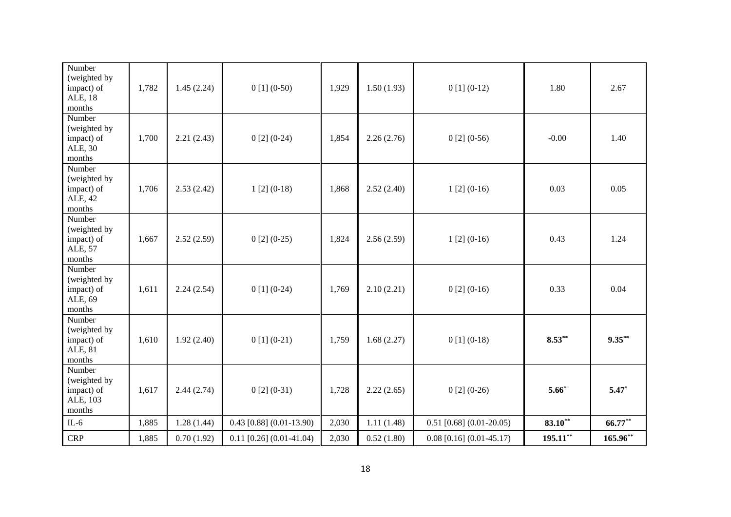| | | | | | | | | |
|---|---|---|---|---|---|---|---|---|
| Number (weighted by impact) of ALE, 18 months | 1,782 | 1.45 (2.24) | 0 [1] (0-50) | 1,929 | 1.50 (1.93) | 0 [1] (0-12) | 1.80 | 2.67 |
| Number (weighted by impact) of ALE, 30 months | 1,700 | 2.21 (2.43) | 0 [2] (0-24) | 1,854 | 2.26 (2.76) | 0 [2] (0-56) | -0.00 | 1.40 |
| Number (weighted by impact) of ALE, 42 months | 1,706 | 2.53 (2.42) | 1 [2] (0-18) | 1,868 | 2.52 (2.40) | 1 [2] (0-16) | 0.03 | 0.05 |
| Number (weighted by impact) of ALE, 57 months | 1,667 | 2.52 (2.59) | 0 [2] (0-25) | 1,824 | 2.56 (2.59) | 1 [2] (0-16) | 0.43 | 1.24 |
| Number (weighted by impact) of ALE, 69 months | 1,611 | 2.24 (2.54) | 0 [1] (0-24) | 1,769 | 2.10 (2.21) | 0 [2] (0-16) | 0.33 | 0.04 |
| Number (weighted by impact) of ALE, 81 months | 1,610 | 1.92 (2.40) | 0 [1] (0-21) | 1,759 | 1.68 (2.27) | 0 [1] (0-18) | **8.53****| **9.35****|
| Number (weighted by impact) of ALE, 103 months | 1,617 | 2.44 (2.74) | 0 [2] (0-31) | 1,728 | 2.22 (2.65) | 0 [2] (0-26) | **5.66*** | **5.47*** |
| IL-6 | 1,885 | 1.28 (1.44) | 0.43 [0.88] (0.01-13.90) | 2,030 | 1.11 (1.48) | 0.51 [0.68] (0.01-20.05) | **83.10**** | **66.77**** |
| CRP | 1,885 | 0.70 (1.92) | 0.11 [0.26] (0.01-41.04) | 2,030 | 0.52 (1.80) | 0.08 [0.16] (0.01-45.17) | **195.11**** | **165.96**** |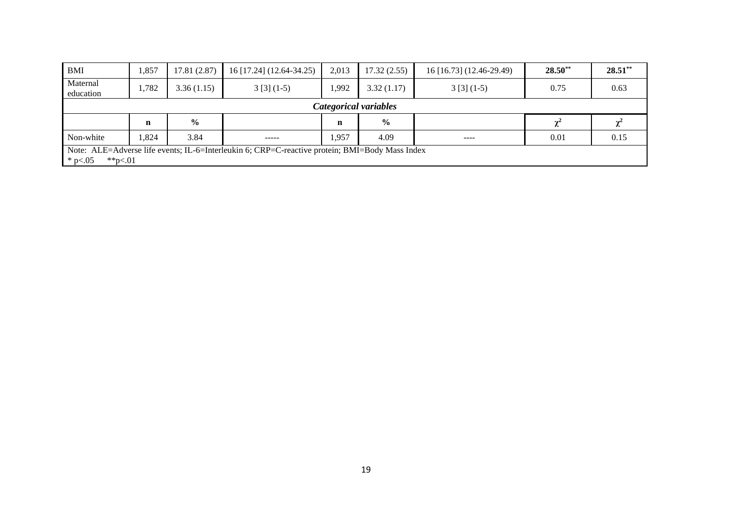| BMI | 1,857 | 17.81 (2.87) | 16 [17.24] (12.64-34.25) | 2,013 | 17.32 (2.55) | 16 [16.73] (12.46-29.49) | **28.50**** | **28.51**** |
|---|---|---|---|---|---|---|---|---|
| Maternal education | 1,782 | 3.36 (1.15) | 3 [3] (1-5) | 1,992 | 3.32 (1.17) | 3 [3] (1-5) | 0.75 | 0.63 |
| ***Categorical variables*** | | | | | | | | |
| | **n** | **%** | | **n** | **%** | | $\chi^2$ | $\chi^2$ |
| Non-white | 1,824 | 3.84 | ----- | 1,957 | 4.09 | ---- | 0.01 | 0.15 |
| Note: ALE=Adverse life events; IL-6=Interleukin 6; CRP=C-reactive protein; BMI=Body Mass Index<br>* p<.05 **p<.01 | | | | | | | | |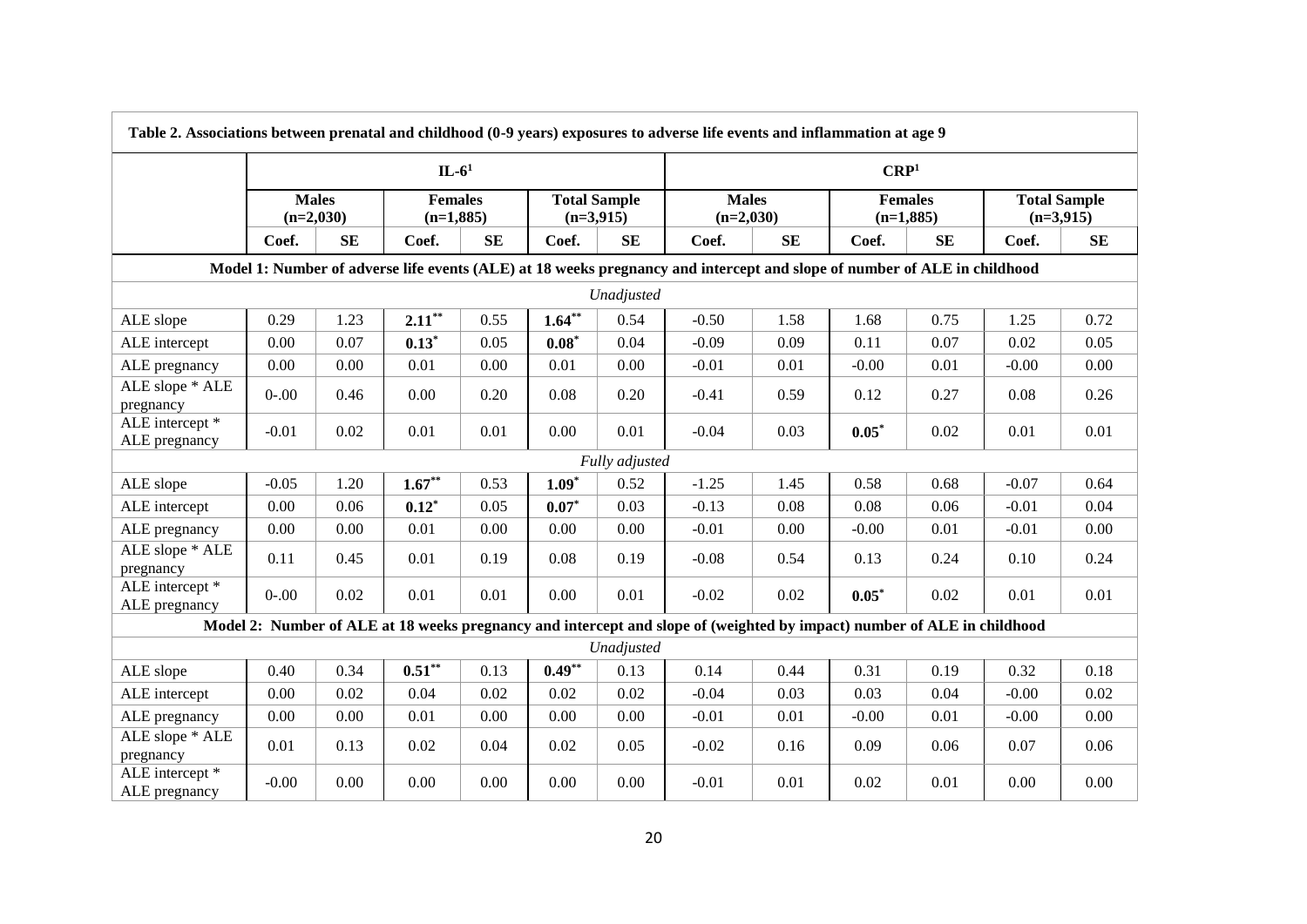**Table 2. Associations between prenatal and childhood (0-9 years) exposures to adverse life events and inflammation at age 9**

| | IL-6[1] | | | | | | CRP[1] | | | | | |
|---|---|---|---|---|---|---|---|---|---|---|---|---|
| | Males (n=2,030) | | Females (n=1,885) | | Total Sample (n=3,915) | | Males (n=2,030) | | Females (n=1,885) | | Total Sample (n=3,915) | |
| | Coef. | SE | Coef. | SE | Coef. | SE | Coef. | SE | Coef. | SE | Coef. | SE |
| **Model 1: Number of adverse life events (ALE) at 18 weeks pregnancy and intercept and slope of number of ALE in childhood** | | | | | | | | | | | | |
| *Unadjusted* | | | | | | | | | | | | |
| ALE slope | 0.29 | 1.23 | **2.11**** | 0.55 | **1.64**** | 0.54 | -0.50 | 1.58 | 1.68 | 0.75 | 1.25 | 0.72 |
| ALE intercept | 0.00 | 0.07 | **0.13*** | 0.05 | **0.08*** | 0.04 | -0.09 | 0.09 | 0.11 | 0.07 | 0.02 | 0.05 |
| ALE pregnancy | 0.00 | 0.00 | 0.01 | 0.00 | 0.01 | 0.00 | -0.01 | 0.01 | -0.00 | 0.01 | -0.00 | 0.00 |
| ALE slope * ALE pregnancy | 0-.00 | 0.46 | 0.00 | 0.20 | 0.08 | 0.20 | -0.41 | 0.59 | 0.12 | 0.27 | 0.08 | 0.26 |
| ALE intercept * ALE pregnancy | -0.01 | 0.02 | 0.01 | 0.01 | 0.00 | 0.01 | -0.04 | 0.03 | **0.05*** | 0.02 | 0.01 | 0.01 |
| *Fully adjusted* | | | | | | | | | | | | |
| ALE slope | -0.05 | 1.20 | **1.67**** | 0.53 | **1.09*** | 0.52 | -1.25 | 1.45 | 0.58 | 0.68 | -0.07 | 0.64 |
| ALE intercept | 0.00 | 0.06 | **0.12*** | 0.05 | **0.07*** | 0.03 | -0.13 | 0.08 | 0.08 | 0.06 | -0.01 | 0.04 |
| ALE pregnancy | 0.00 | 0.00 | 0.01 | 0.00 | 0.00 | 0.00 | -0.01 | 0.00 | -0.00 | 0.01 | -0.01 | 0.00 |
| ALE slope * ALE pregnancy | 0.11 | 0.45 | 0.01 | 0.19 | 0.08 | 0.19 | -0.08 | 0.54 | 0.13 | 0.24 | 0.10 | 0.24 |
| ALE intercept * ALE pregnancy | 0-.00 | 0.02 | 0.01 | 0.01 | 0.00 | 0.01 | -0.02 | 0.02 | **0.05*** | 0.02 | 0.01 | 0.01 |
| **Model 2: Number of ALE at 18 weeks pregnancy and intercept and slope of (weighted by impact) number of ALE in childhood** | | | | | | | | | | | | |
| *Unadjusted* | | | | | | | | | | | | |
| ALE slope | 0.40 | 0.34 | **0.51**** | 0.13 | **0.49**** | 0.13 | 0.14 | 0.44 | 0.31 | 0.19 | 0.32 | 0.18 |
| ALE intercept | 0.00 | 0.02 | 0.04 | 0.02 | 0.02 | 0.02 | -0.04 | 0.03 | 0.03 | 0.04 | -0.00 | 0.02 |
| ALE pregnancy | 0.00 | 0.00 | 0.01 | 0.00 | 0.00 | 0.00 | -0.01 | 0.01 | -0.00 | 0.01 | -0.00 | 0.00 |
| ALE slope * ALE pregnancy | 0.01 | 0.13 | 0.02 | 0.04 | 0.02 | 0.05 | -0.02 | 0.16 | 0.09 | 0.06 | 0.07 | 0.06 |
| ALE intercept * ALE pregnancy | -0.00 | 0.00 | 0.00 | 0.00 | 0.00 | 0.00 | -0.01 | 0.01 | 0.02 | 0.01 | 0.00 | 0.00 |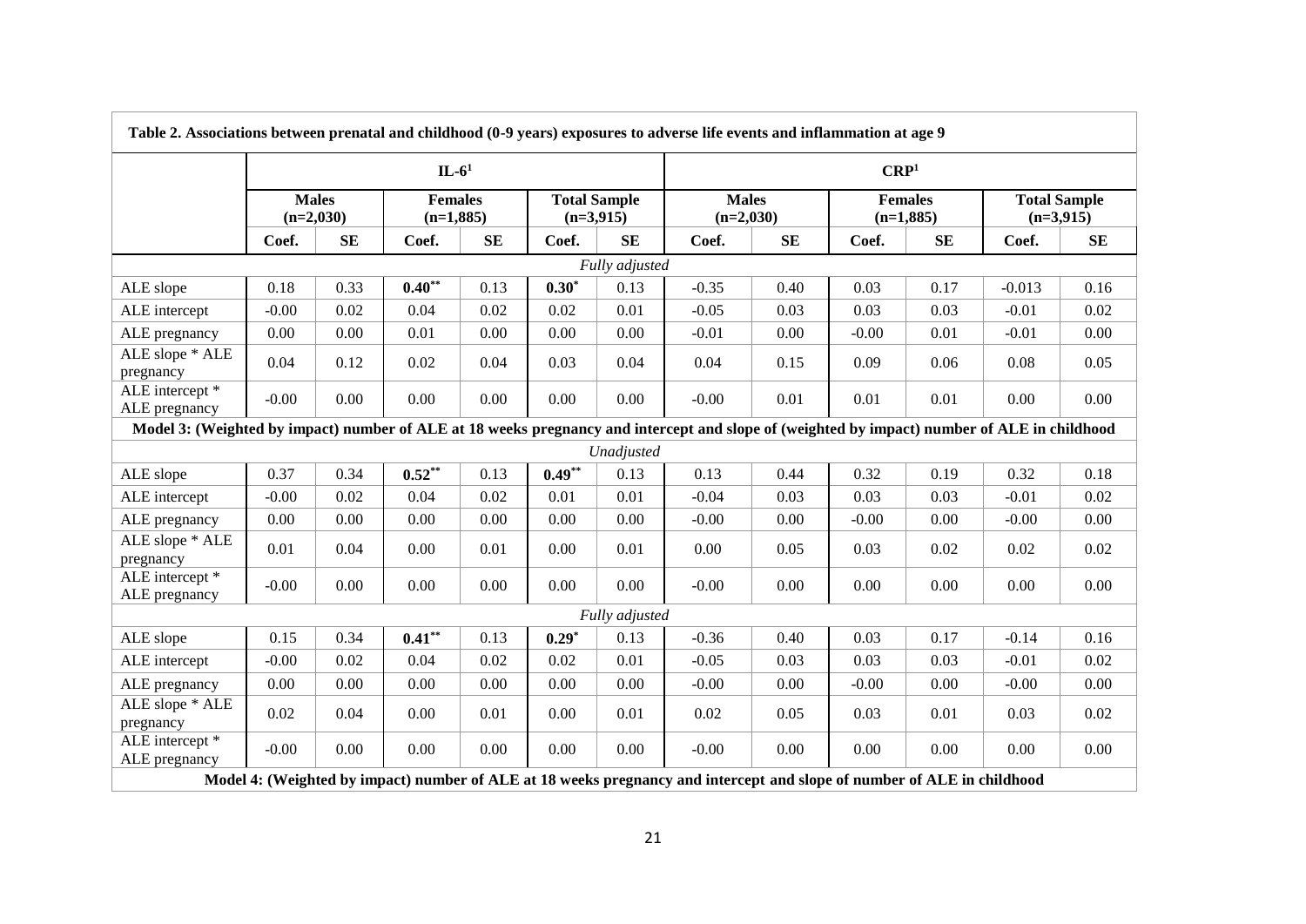**Table 2. Associations between prenatal and childhood (0-9 years) exposures to adverse life events and inflammation at age 9**

| | IL-6[1] | | | | | | CRP[1] | | | | | |
|---|---|---|---|---|---|---|---|---|---|---|---|---|
| | Males (n=2,030) | | Females (n=1,885) | | Total Sample (n=3,915) | | Males (n=2,030) | | Females (n=1,885) | | Total Sample (n=3,915) | |
| | Coef. | SE | Coef. | SE | Coef. | SE | Coef. | SE | Coef. | SE | Coef. | SE |
| *Fully adjusted* | | | | | | | | | | | | |
| ALE slope | 0.18 | 0.33 | **0.40**** | 0.13 | **0.30*** | 0.13 | -0.35 | 0.40 | 0.03 | 0.17 | -0.013 | 0.16 |
| ALE intercept | -0.00 | 0.02 | 0.04 | 0.02 | 0.02 | 0.01 | -0.05 | 0.03 | 0.03 | 0.03 | -0.01 | 0.02 |
| ALE pregnancy | 0.00 | 0.00 | 0.01 | 0.00 | 0.00 | 0.00 | -0.01 | 0.00 | -0.00 | 0.01 | -0.01 | 0.00 |
| ALE slope * ALE pregnancy | 0.04 | 0.12 | 0.02 | 0.04 | 0.03 | 0.04 | 0.04 | 0.15 | 0.09 | 0.06 | 0.08 | 0.05 |
| ALE intercept * ALE pregnancy | -0.00 | 0.00 | 0.00 | 0.00 | 0.00 | 0.00 | -0.00 | 0.01 | 0.01 | 0.01 | 0.00 | 0.00 |
| **Model 3: (Weighted by impact) number of ALE at 18 weeks pregnancy and intercept and slope of (weighted by impact) number of ALE in childhood** | | | | | | | | | | | | |
| *Unadjusted* | | | | | | | | | | | | |
| ALE slope | 0.37 | 0.34 | **0.52**** | 0.13 | **0.49**** | 0.13 | 0.13 | 0.44 | 0.32 | 0.19 | 0.32 | 0.18 |
| ALE intercept | -0.00 | 0.02 | 0.04 | 0.02 | 0.01 | 0.01 | -0.04 | 0.03 | 0.03 | 0.03 | -0.01 | 0.02 |
| ALE pregnancy | 0.00 | 0.00 | 0.00 | 0.00 | 0.00 | 0.00 | -0.00 | 0.00 | -0.00 | 0.00 | -0.00 | 0.00 |
| ALE slope * ALE pregnancy | 0.01 | 0.04 | 0.00 | 0.01 | 0.00 | 0.01 | 0.00 | 0.05 | 0.03 | 0.02 | 0.02 | 0.02 |
| ALE intercept * ALE pregnancy | -0.00 | 0.00 | 0.00 | 0.00 | 0.00 | 0.00 | -0.00 | 0.00 | 0.00 | 0.00 | 0.00 | 0.00 |
| *Fully adjusted* | | | | | | | | | | | | |
| ALE slope | 0.15 | 0.34 | **0.41**** | 0.13 | **0.29*** | 0.13 | -0.36 | 0.40 | 0.03 | 0.17 | -0.14 | 0.16 |
| ALE intercept | -0.00 | 0.02 | 0.04 | 0.02 | 0.02 | 0.01 | -0.05 | 0.03 | 0.03 | 0.03 | -0.01 | 0.02 |
| ALE pregnancy | 0.00 | 0.00 | 0.00 | 0.00 | 0.00 | 0.00 | -0.00 | 0.00 | -0.00 | 0.00 | -0.00 | 0.00 |
| ALE slope * ALE pregnancy | 0.02 | 0.04 | 0.00 | 0.01 | 0.00 | 0.01 | 0.02 | 0.05 | 0.03 | 0.01 | 0.03 | 0.02 |
| ALE intercept * ALE pregnancy | -0.00 | 0.00 | 0.00 | 0.00 | 0.00 | 0.00 | -0.00 | 0.00 | 0.00 | 0.00 | 0.00 | 0.00 |
| **Model 4: (Weighted by impact) number of ALE at 18 weeks pregnancy and intercept and slope of number of ALE in childhood** | | | | | | | | | | | | |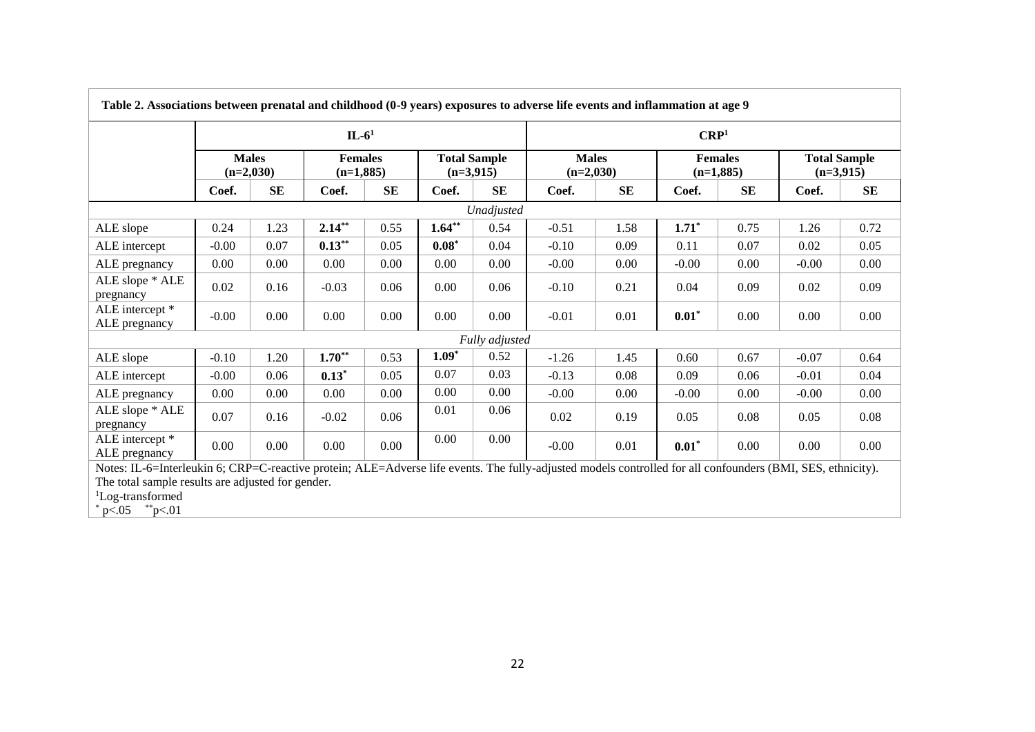**Table 2. Associations between prenatal and childhood (0-9 years) exposures to adverse life events and inflammation at age 9**

| | IL-6[1] | | | | | | CRP[1] | | | | | |
|---|---|---|---|---|---|---|---|---|---|---|---|---|
| | Males (n=2,030) | | Females (n=1,885) | | Total Sample (n=3,915) | | Males (n=2,030) | | Females (n=1,885) | | Total Sample (n=3,915) | |
| | Coef. | SE | Coef. | SE | Coef. | SE | Coef. | SE | Coef. | SE | Coef. | SE |
| *Unadjusted* | | | | | | | | | | | | |
| ALE slope | 0.24 | 1.23 | **2.14\*\*** | 0.55 | **1.64\*\*** | 0.54 | -0.51 | 1.58 | **1.71\*** | 0.75 | 1.26 | 0.72 |
| ALE intercept | -0.00 | 0.07 | **0.13\*\*** | 0.05 | **0.08\*** | 0.04 | -0.10 | 0.09 | 0.11 | 0.07 | 0.02 | 0.05 |
| ALE pregnancy | 0.00 | 0.00 | 0.00 | 0.00 | 0.00 | 0.00 | -0.00 | 0.00 | -0.00 | 0.00 | -0.00 | 0.00 |
| ALE slope * ALE pregnancy | 0.02 | 0.16 | -0.03 | 0.06 | 0.00 | 0.06 | -0.10 | 0.21 | 0.04 | 0.09 | 0.02 | 0.09 |
| ALE intercept * ALE pregnancy | -0.00 | 0.00 | 0.00 | 0.00 | 0.00 | 0.00 | -0.01 | 0.01 | **0.01\*** | 0.00 | 0.00 | 0.00 |
| *Fully adjusted* | | | | | | | | | | | | |
| ALE slope | -0.10 | 1.20 | **1.70\*\*** | 0.53 | **1.09\*** | 0.52 | -1.26 | 1.45 | 0.60 | 0.67 | -0.07 | 0.64 |
| ALE intercept | -0.00 | 0.06 | **0.13\*** | 0.05 | 0.07 | 0.03 | -0.13 | 0.08 | 0.09 | 0.06 | -0.01 | 0.04 |
| ALE pregnancy | 0.00 | 0.00 | 0.00 | 0.00 | 0.00 | 0.00 | -0.00 | 0.00 | -0.00 | 0.00 | -0.00 | 0.00 |
| ALE slope * ALE pregnancy | 0.07 | 0.16 | -0.02 | 0.06 | 0.01 | 0.06 | 0.02 | 0.19 | 0.05 | 0.08 | 0.05 | 0.08 |
| ALE intercept * ALE pregnancy | 0.00 | 0.00 | 0.00 | 0.00 | 0.00 | 0.00 | -0.00 | 0.01 | **0.01\*** | 0.00 | 0.00 | 0.00 |

Notes: IL-6=Interleukin 6; CRP=C-reactive protein; ALE=Adverse life events. The fully-adjusted models controlled for all confounders (BMI, SES, ethnicity). The total sample results are adjusted for gender.

[1]Log-transformed

\* $p<.05$ \*\* $p<.01$